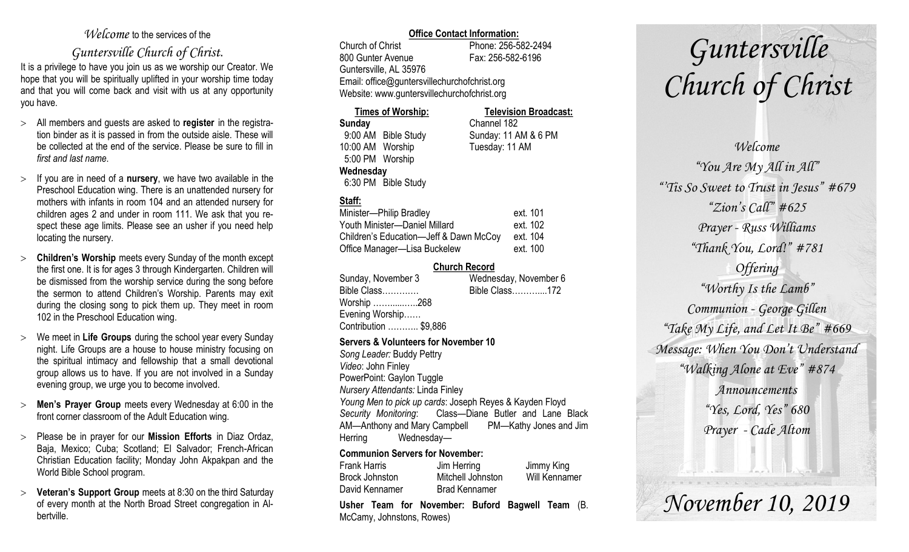*Welcome* to the services of the

*Guntersville Church of Christ.*

It is a privilege to have you join us as we worship our Creator. We hope that you will be spiritually uplifted in your worship time today and that you will come back and visit with us at any opportunity you have.

- All members and guests are asked to **register** in the registration binder as it is passed in from the outside aisle. These will be collected at the end of the service. Please be sure to fill in *first and last name*.
- If you are in need of a **nursery**, we have two available in the Preschool Education wing. There is an unattended nursery for mothers with infants in room 104 and an attended nursery for children ages 2 and under in room 111. We ask that you respect these age limits. Please see an usher if you need help locating the nursery.
- **Children's Worship** meets every Sunday of the month except the first one. It is for ages 3 through Kindergarten. Children will be dismissed from the worship service during the song before the sermon to attend Children's Worship. Parents may exit during the closing song to pick them up. They meet in room 102 in the Preschool Education wing.
- We meet in **Life Groups** during the school year every Sunday night. Life Groups are a house to house ministry focusing on the spiritual intimacy and fellowship that a small devotional group allows us to have. If you are not involved in a Sunday evening group, we urge you to become involved.
- **Men's Prayer Group** meets every Wednesday at 6:00 in the front corner classroom of the Adult Education wing.
- Please be in prayer for our **Mission Efforts** in Diaz Ordaz, Baja, Mexico; Cuba; Scotland; El Salvador; French-African Christian Education facility; Monday John Akpakpan and the World Bible School program.
- **Veteran's Support Group** meets at 8:30 on the third Saturday of every month at the North Broad Street congregation in Albertville.

**Office Contact Information:**

Church of Christ
800 Gunter Avenue
Guntersville, AL 35976
Phone: 256-582-2494
Fax: 256-582-6196
Email: office@guntersvillechurchofchrist.org
Website: www.guntersvillechurchofchrist.org

**Times of Worship:**

**Sunday**
9:00 AM Bible Study
10:00 AM Worship
5:00 PM Worship
**Wednesday**
6:30 PM Bible Study

**Television Broadcast:**

Channel 182
Sunday: 11 AM & 6 PM
Tuesday: 11 AM

**Staff:**

| | |
|---|---|
| Minister—Philip Bradley | ext. 101 |
| Youth Minister—Daniel Millard | ext. 102 |
| Children's Education—Jeff & Dawn McCoy | ext. 104 |
| Office Manager—Lisa Buckelew | ext. 100 |

**Church Record**

| Sunday, November 3 | Wednesday, November 6 |
|---|---|
| Bible Class………… | Bible Class………...172 |
| Worship ……..…….268 | |
| Evening Worship…… | |
| Contribution ……….. $9,886 | |

**Servers & Volunteers for November 10**

*Song Leader:* Buddy Pettry
*Video*: John Finley
PowerPoint: Gaylon Tuggle
*Nursery Attendants:* Linda Finley
*Young Men to pick up cards*: Joseph Reyes & Kayden Floyd
*Security Monitoring*: Class—Diane Butler and Lane Black AM—Anthony and Mary Campbell PM—Kathy Jones and Jim Herring Wednesday—

**Communion Servers for November:**

| | | |
|---|---|---|
| Frank Harris | Jim Herring | Jimmy King |
| Brock Johnston | Mitchell Johnston | Will Kennamer |
| David Kennamer | Brad Kennamer | |

**Usher Team for November: Buford Bagwell Team** (B. McCamy, Johnstons, Rowes)

# *Guntersville Church of Christ*

*Welcome*
*"You Are My All in All"*
*"'Tis So Sweet to Trust in Jesus" #679*
*"Zion's Call" #625*
*Prayer - Russ Williams*
*"Thank You, Lord!" #781*
*Offering*
*"Worthy Is the Lamb"*
*Communion - George Gillen*
*"Take My Life, and Let It Be" #669*
*Message: When You Don't Understand*
*"Walking Alone at Eve" #874*
*Announcements*
*"Yes, Lord, Yes" 680*
*Prayer - Cade Altom*

## *November 10, 2019*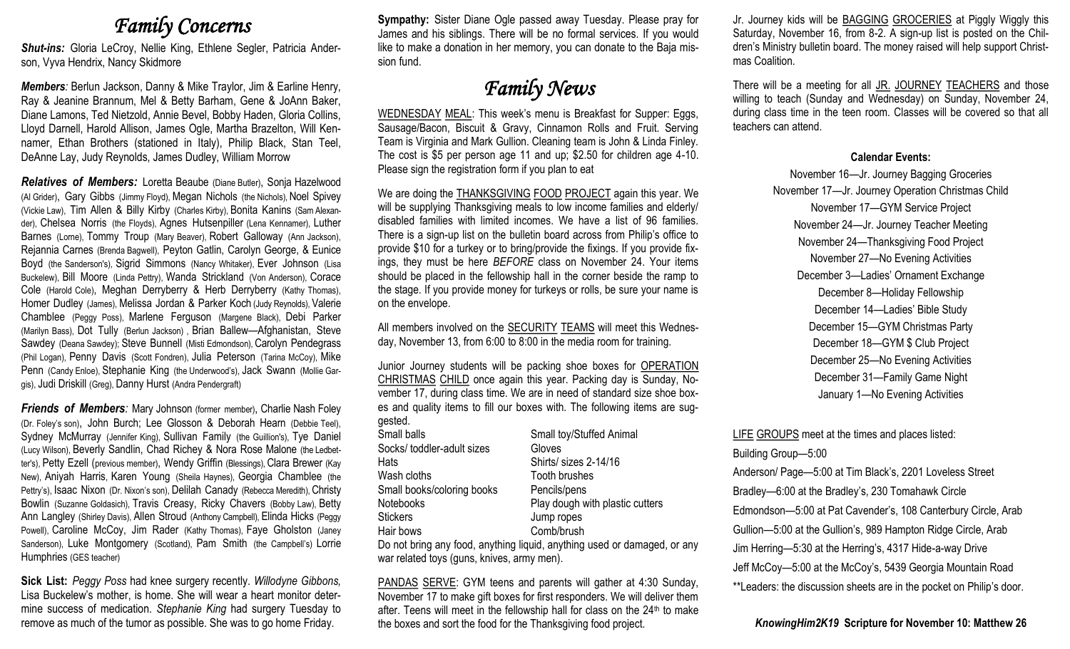# Family Concerns

***Shut-ins:*** Gloria LeCroy, Nellie King, Ethlene Segler, Patricia Anderson, Vyva Hendrix, Nancy Skidmore

***Members:*** Berlun Jackson, Danny & Mike Traylor, Jim & Earline Henry, Ray & Jeanine Brannum, Mel & Betty Barham, Gene & JoAnn Baker, Diane Lamons, Ted Nietzold, Annie Bevel, Bobby Haden, Gloria Collins, Lloyd Darnell, Harold Allison, James Ogle, Martha Brazelton, Will Kennamer, Ethan Brothers (stationed in Italy), Philip Black, Stan Teel, DeAnne Lay, Judy Reynolds, James Dudley, William Morrow

***Relatives of Members:*** Loretta Beaube (Diane Butler), Sonja Hazelwood (Al Grider), Gary Gibbs (Jimmy Floyd), Megan Nichols (the Nichols), Noel Spivey (Vickie Law), Tim Allen & Billy Kirby (Charles Kirby), Bonita Kanins (Sam Alexander), Chelsea Norris (the Floyds), Agnes Hutsenpiller (Lena Kennamer), Luther Barnes (Lorne), Tommy Troup (Mary Beaver), Robert Galloway (Ann Jackson), Rejannia Carnes (Brenda Bagwell), Peyton Gatlin, Carolyn George, & Eunice Boyd (the Sanderson's), Sigrid Simmons (Nancy Whitaker), Ever Johnson (Lisa Buckelew), Bill Moore (Linda Pettry), Wanda Strickland (Von Anderson), Corace Cole (Harold Cole), Meghan Derryberry & Herb Derryberry (Kathy Thomas), Homer Dudley (James), Melissa Jordan & Parker Koch (Judy Reynolds), Valerie Chamblee (Peggy Poss), Marlene Ferguson (Margene Black), Debi Parker (Marilyn Bass), Dot Tully (Berlun Jackson) , Brian Ballew—Afghanistan, Steve Sawdey (Deana Sawdey); Steve Bunnell (Misti Edmondson), Carolyn Pendegrass (Phil Logan), Penny Davis (Scott Fondren), Julia Peterson (Tarina McCoy), Mike Penn (Candy Enloe), Stephanie King (the Underwood's), Jack Swann (Mollie Gargis), Judi Driskill (Greg), Danny Hurst (Andra Pendergraft)

***Friends of Members:*** Mary Johnson (former member), Charlie Nash Foley (Dr. Foley's son), John Burch; Lee Glosson & Deborah Hearn (Debbie Teel), Sydney McMurray (Jennifer King), Sullivan Family (the Guillion's), Tye Daniel (Lucy Wilson), Beverly Sandlin, Chad Richey & Nora Rose Malone (the Ledbetter's), Petty Ezell (previous member), Wendy Griffin (Blessings), Clara Brewer (Kay New), Aniyah Harris, Karen Young (Sheila Haynes), Georgia Chamblee (the Pettry's), Isaac Nixon (Dr. Nixon's son), Delilah Canady (Rebecca Meredith), Christy Bowlin (Suzanne Goldasich), Travis Creasy, Ricky Chavers (Bobby Law), Betty Ann Langley (Shirley Davis), Allen Stroud (Anthony Campbell), Elinda Hicks (Peggy Powell), Caroline McCoy, Jim Rader (Kathy Thomas), Faye Gholston (Janey Sanderson), Luke Montgomery (Scotland), Pam Smith (the Campbell's) Lorrie Humphries (GES teacher)

**Sick List:** *Peggy Poss* had knee surgery recently. *Willodyne Gibbons,* Lisa Buckelew's mother, is home. She will wear a heart monitor determine success of medication. *Stephanie King* had surgery Tuesday to remove as much of the tumor as possible. She was to go home Friday.

**Sympathy:** Sister Diane Ogle passed away Tuesday. Please pray for James and his siblings. There will be no formal services. If you would like to make a donation in her memory, you can donate to the Baja mission fund.

# Family News

WEDNESDAY MEAL: This week's menu is Breakfast for Supper: Eggs, Sausage/Bacon, Biscuit & Gravy, Cinnamon Rolls and Fruit. Serving Team is Virginia and Mark Gullion. Cleaning team is John & Linda Finley. The cost is $5 per person age 11 and up; $2.50 for children age 4-10. Please sign the registration form if you plan to eat

We are doing the THANKSGIVING FOOD PROJECT again this year. We will be supplying Thanksgiving meals to low income families and elderly/disabled families with limited incomes. We have a list of 96 families. There is a sign-up list on the bulletin board across from Philip's office to provide $10 for a turkey or to bring/provide the fixings. If you provide fixings, they must be here *BEFORE* class on November 24. Your items should be placed in the fellowship hall in the corner beside the ramp to the stage. If you provide money for turkeys or rolls, be sure your name is on the envelope.

All members involved on the SECURITY TEAMS will meet this Wednesday, November 13, from 6:00 to 8:00 in the media room for training.

Junior Journey students will be packing shoe boxes for OPERATION CHRISTMAS CHILD once again this year. Packing day is Sunday, November 17, during class time. We are in need of standard size shoe boxes and quality items to fill our boxes with. The following items are suggested.

| | |
|---|---|
| Small balls | Small toy/Stuffed Animal |
| Socks/ toddler-adult sizes | Gloves |
| Hats | Shirts/ sizes 2-14/16 |
| Wash cloths | Tooth brushes |
| Small books/coloring books | Pencils/pens |
| Notebooks | Play dough with plastic cutters |
| Stickers | Jump ropes |
| Hair bows | Comb/brush |

Do not bring any food, anything liquid, anything used or damaged, or any war related toys (guns, knives, army men).

PANDAS SERVE: GYM teens and parents will gather at 4:30 Sunday, November 17 to make gift boxes for first responders. We will deliver them after. Teens will meet in the fellowship hall for class on the 24th to make the boxes and sort the food for the Thanksgiving food project.

Jr. Journey kids will be BAGGING GROCERIES at Piggly Wiggly this Saturday, November 16, from 8-2. A sign-up list is posted on the Children's Ministry bulletin board. The money raised will help support Christmas Coalition.

There will be a meeting for all JR. JOURNEY TEACHERS and those willing to teach (Sunday and Wednesday) on Sunday, November 24, during class time in the teen room. Classes will be covered so that all teachers can attend.

**Calendar Events:**

November 16—Jr. Journey Bagging Groceries
November 17—Jr. Journey Operation Christmas Child
November 17—GYM Service Project
November 24—Jr. Journey Teacher Meeting
November 24—Thanksgiving Food Project
November 27—No Evening Activities
December 3—Ladies' Ornament Exchange
December 8—Holiday Fellowship
December 14—Ladies' Bible Study
December 15—GYM Christmas Party
December 18—GYM $ Club Project
December 25—No Evening Activities
December 31—Family Game Night
January 1—No Evening Activities

LIFE GROUPS meet at the times and places listed:

Building Group—5:00
Anderson/ Page—5:00 at Tim Black's, 2201 Loveless Street
Bradley—6:00 at the Bradley's, 230 Tomahawk Circle
Edmondson—5:00 at Pat Cavender's, 108 Canterbury Circle, Arab
Gullion—5:00 at the Gullion's, 989 Hampton Ridge Circle, Arab
Jim Herring—5:30 at the Herring's, 4317 Hide-a-way Drive
Jeff McCoy—5:00 at the McCoy's, 5439 Georgia Mountain Road
**Leaders: the discussion sheets are in the pocket on Philip's door.

***KnowingHim2K19* Scripture for November 10: Matthew 26**